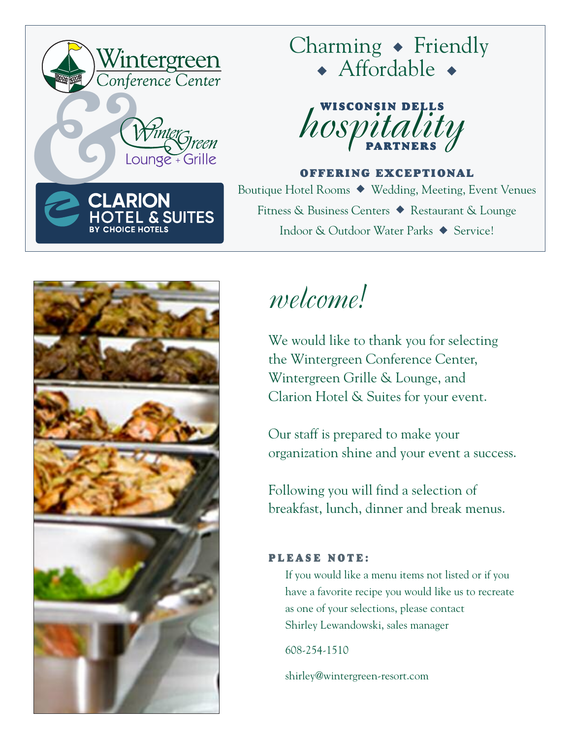Wintergreen Conference Center

&

WinterGreen Lounge + Grille

CLARION HOTEL & SUITES BY CHOICE HOTELS

Charming ◆ Friendly ◆ Affordable ◆

WISCONSIN DELLS *hospitality* PARTNERS

**OFFERING EXCEPTIONAL**

Boutique Hotel Rooms ◆ Wedding, Meeting, Event Venues

Fitness & Business Centers ◆ Restaurant & Lounge

Indoor & Outdoor Water Parks ◆ Service!

# *welcome!*

We would like to thank you for selecting the Wintergreen Conference Center, Wintergreen Grille & Lounge, and Clarion Hotel & Suites for your event.

Our staff is prepared to make your organization shine and your event a success.

Following you will find a selection of breakfast, lunch, dinner and break menus.

**PLEASE NOTE:**

If you would like a menu items not listed or if you have a favorite recipe you would like us to recreate as one of your selections, please contact Shirley Lewandowski, sales manager

608-254-1510

shirley@wintergreen-resort.com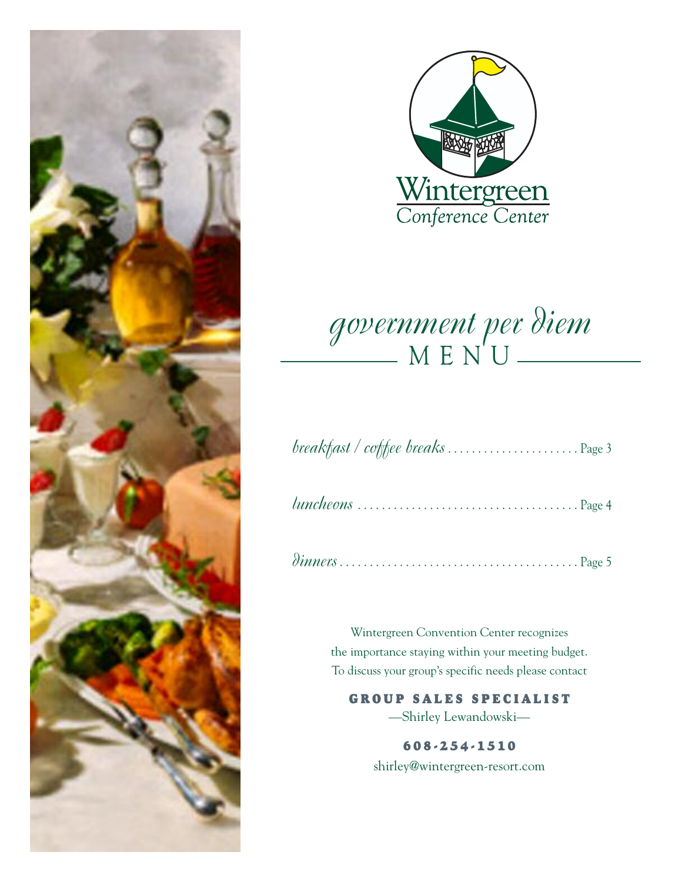Wintergreen
Conference Center

# *government per diem* MENU

*breakfast / coffee breaks* ...................... Page 3

*luncheons* ...................................... Page 4

*dinners* ........................................ Page 5

Wintergreen Convention Center recognizes
the importance staying within your meeting budget.
To discuss your group's specific needs please contact

**GROUP SALES SPECIALIST**
—Shirley Lewandowski—

**608-254-1510**
shirley@wintergreen-resort.com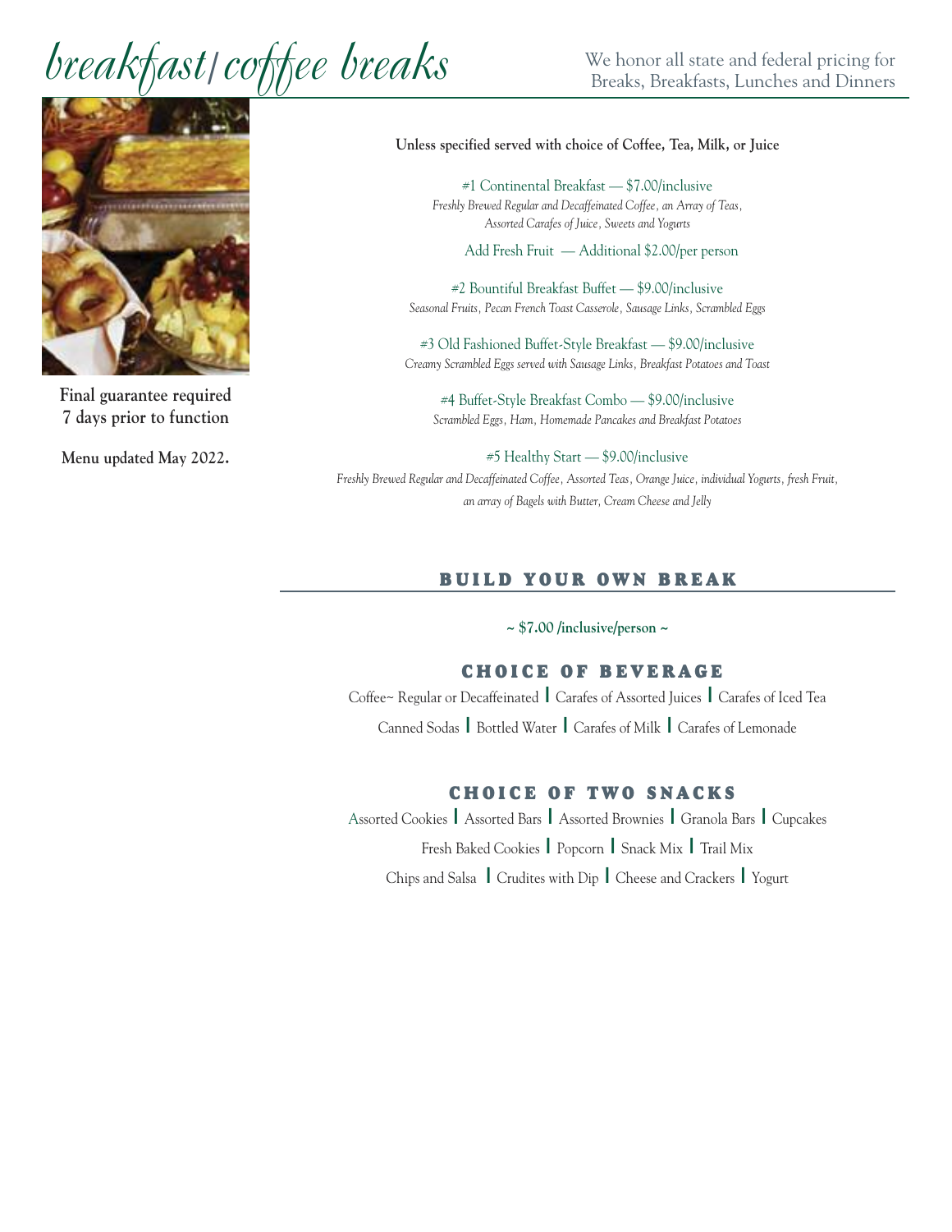# breakfast/coffee breaks

We honor all state and federal pricing for Breaks, Breakfasts, Lunches and Dinners

**Final guarantee required 7 days prior to function**

**Menu updated May 2022.**

**Unless specified served with choice of Coffee, Tea, Milk, or Juice**

#1 Continental Breakfast — $7.00/inclusive
*Freshly Brewed Regular and Decaffeinated Coffee, an Array of Teas, Assorted Carafes of Juice, Sweets and Yogurts*

Add Fresh Fruit — Additional $2.00/per person

#2 Bountiful Breakfast Buffet — $9.00/inclusive
*Seasonal Fruits, Pecan French Toast Casserole, Sausage Links, Scrambled Eggs*

#3 Old Fashioned Buffet-Style Breakfast — $9.00/inclusive
*Creamy Scrambled Eggs served with Sausage Links, Breakfast Potatoes and Toast*

#4 Buffet-Style Breakfast Combo — $9.00/inclusive
*Scrambled Eggs, Ham, Homemade Pancakes and Breakfast Potatoes*

#5 Healthy Start — $9.00/inclusive
*Freshly Brewed Regular and Decaffeinated Coffee, Assorted Teas, Orange Juice, individual Yogurts, fresh Fruit, an array of Bagels with Butter, Cream Cheese and Jelly*

## BUILD YOUR OWN BREAK

**~ $7.00 /inclusive/person ~**

### CHOICE OF BEVERAGE

Coffee~ Regular or Decaffeinated | Carafes of Assorted Juices | Carafes of Iced Tea

Canned Sodas | Bottled Water | Carafes of Milk | Carafes of Lemonade

### CHOICE OF TWO SNACKS

Assorted Cookies | Assorted Bars | Assorted Brownies | Granola Bars | Cupcakes

Fresh Baked Cookies | Popcorn | Snack Mix | Trail Mix

Chips and Salsa | Crudites with Dip | Cheese and Crackers | Yogurt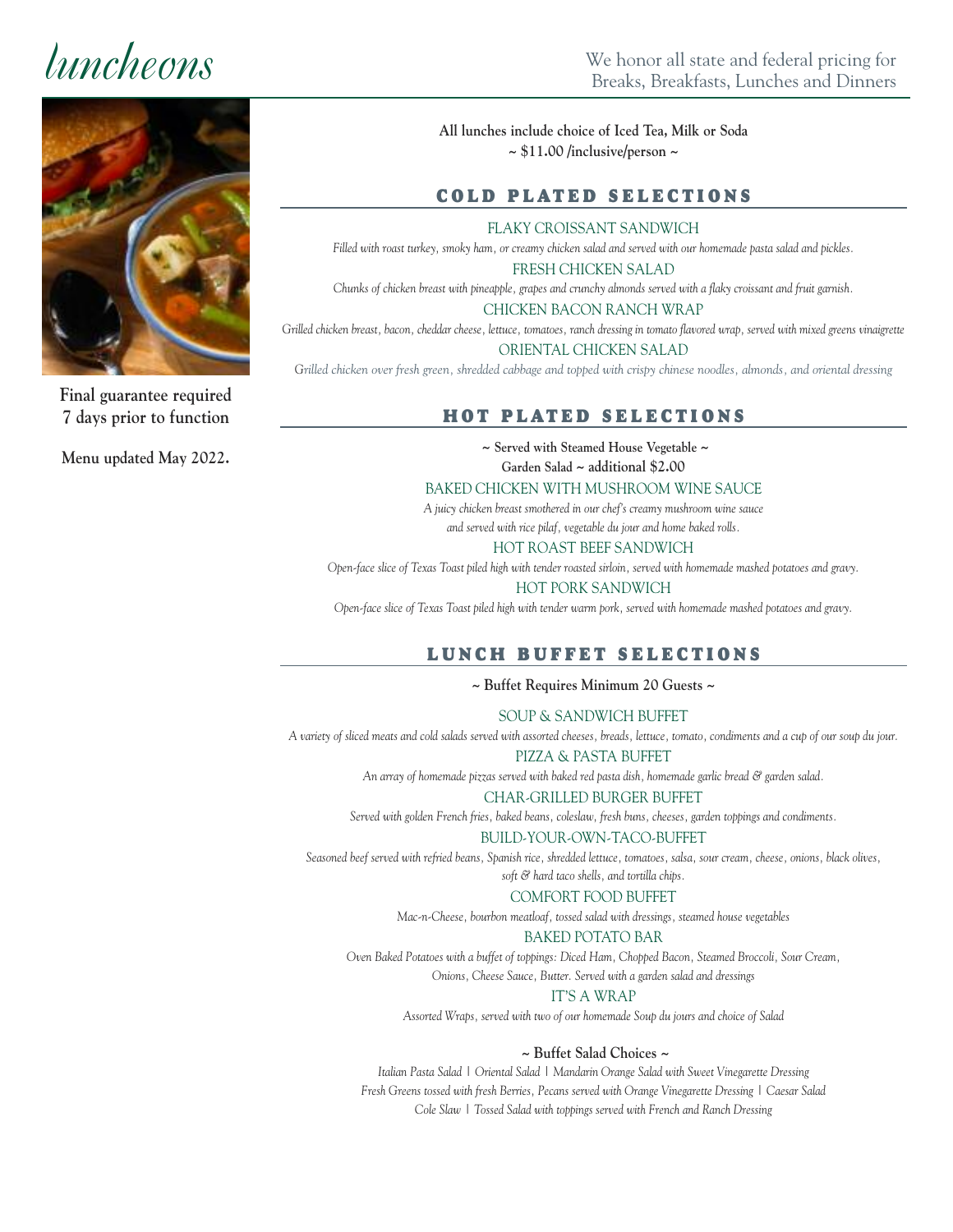# luncheons

We honor all state and federal pricing for Breaks, Breakfasts, Lunches and Dinners

**Final guarantee required 7 days prior to function**

**Menu updated May 2022.**

**All lunches include choice of Iced Tea, Milk or Soda**
**~ $11.00 /inclusive/person ~**

## COLD PLATED SELECTIONS

### FLAKY CROISSANT SANDWICH

*Filled with roast turkey, smoky ham, or creamy chicken salad and served with our homemade pasta salad and pickles.*

### FRESH CHICKEN SALAD

*Chunks of chicken breast with pineapple, grapes and crunchy almonds served with a flaky croissant and fruit garnish.*

### CHICKEN BACON RANCH WRAP

*Grilled chicken breast, bacon, cheddar cheese, lettuce, tomatoes, ranch dressing in tomato flavored wrap, served with mixed greens vinaigrette*

### ORIENTAL CHICKEN SALAD

*Grilled chicken over fresh green, shredded cabbage and topped with crispy chinese noodles, almonds, and oriental dressing*

## HOT PLATED SELECTIONS

**~ Served with Steamed House Vegetable ~**
**Garden Salad ~ additional $2.00**

### BAKED CHICKEN WITH MUSHROOM WINE SAUCE

*A juicy chicken breast smothered in our chef's creamy mushroom wine sauce and served with rice pilaf, vegetable du jour and home baked rolls.*

### HOT ROAST BEEF SANDWICH

*Open-face slice of Texas Toast piled high with tender roasted sirloin, served with homemade mashed potatoes and gravy.*

### HOT PORK SANDWICH

*Open-face slice of Texas Toast piled high with tender warm pork, served with homemade mashed potatoes and gravy.*

## LUNCH BUFFET SELECTIONS

**~ Buffet Requires Minimum 20 Guests ~**

### SOUP & SANDWICH BUFFET

*A variety of sliced meats and cold salads served with assorted cheeses, breads, lettuce, tomato, condiments and a cup of our soup du jour.*

### PIZZA & PASTA BUFFET

*An array of homemade pizzas served with baked red pasta dish, homemade garlic bread & garden salad.*

### CHAR-GRILLED BURGER BUFFET

*Served with golden French fries, baked beans, coleslaw, fresh buns, cheeses, garden toppings and condiments.*

### BUILD-YOUR-OWN-TACO-BUFFET

*Seasoned beef served with refried beans, Spanish rice, shredded lettuce, tomatoes, salsa, sour cream, cheese, onions, black olives, soft & hard taco shells, and tortilla chips.*

### COMFORT FOOD BUFFET

*Mac-n-Cheese, bourbon meatloaf, tossed salad with dressings, steamed house vegetables*

### BAKED POTATO BAR

*Oven Baked Potatoes with a buffet of toppings: Diced Ham, Chopped Bacon, Steamed Broccoli, Sour Cream, Onions, Cheese Sauce, Butter. Served with a garden salad and dressings*

### IT'S A WRAP

*Assorted Wraps, served with two of our homemade Soup du jours and choice of Salad*

**~ Buffet Salad Choices ~**

*Italian Pasta Salad | Oriental Salad | Mandarin Orange Salad with Sweet Vinegarette Dressing*
*Fresh Greens tossed with fresh Berries, Pecans served with Orange Vinegarette Dressing | Caesar Salad*
*Cole Slaw | Tossed Salad with toppings served with French and Ranch Dressing*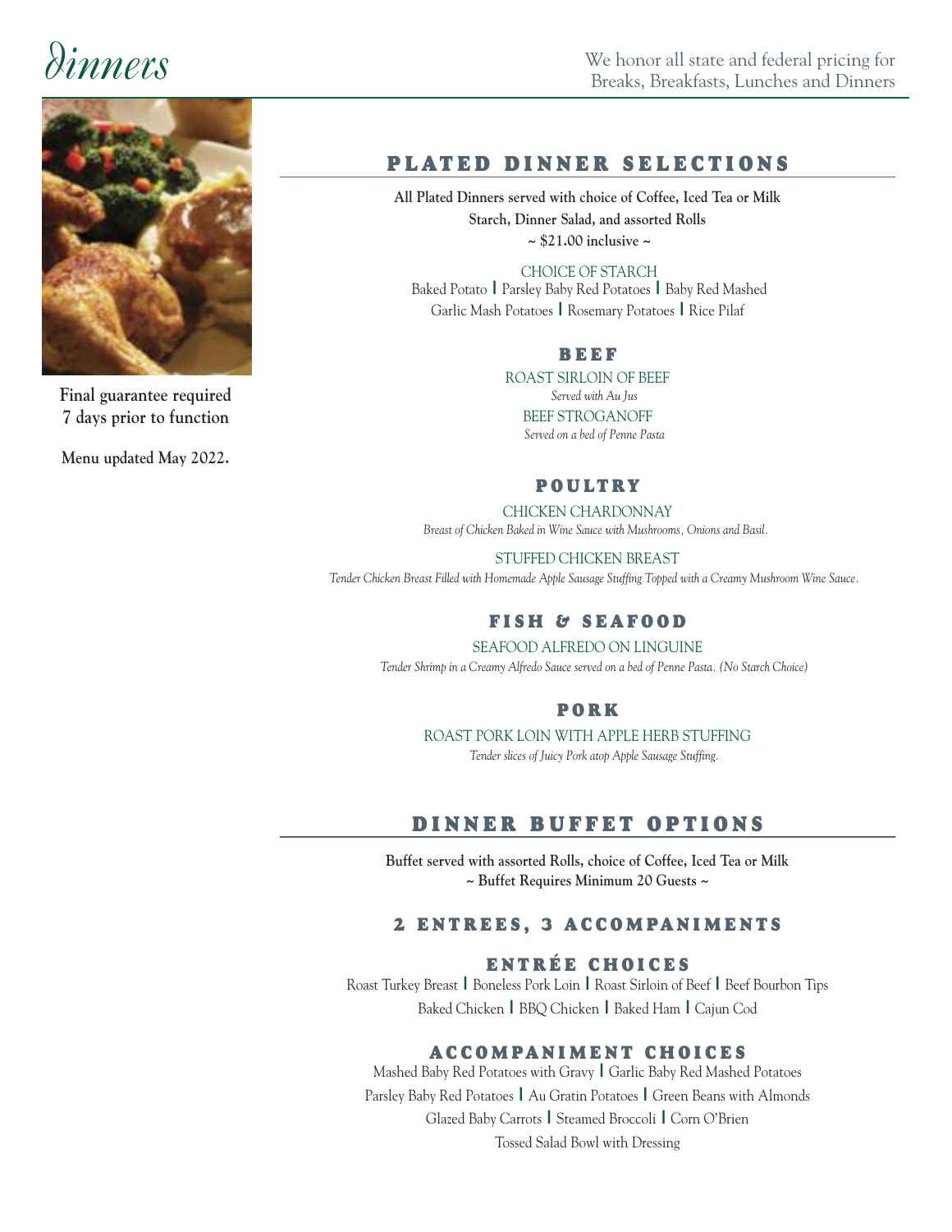# dinners

We honor all state and federal pricing for Breaks, Breakfasts, Lunches and Dinners

**Final guarantee required 7 days prior to function**

**Menu updated May 2022.**

## PLATED DINNER SELECTIONS

**All Plated Dinners served with choice of Coffee, Iced Tea or Milk**
**Starch, Dinner Salad, and assorted Rolls**
**~ $21.00 inclusive ~**

CHOICE OF STARCH
Baked Potato | Parsley Baby Red Potatoes | Baby Red Mashed
Garlic Mash Potatoes | Rosemary Potatoes | Rice Pilaf

### BEEF

ROAST SIRLOIN OF BEEF
*Served with Au Jus*

BEEF STROGANOFF
*Served on a bed of Penne Pasta*

### POULTRY

CHICKEN CHARDONNAY
*Breast of Chicken Baked in Wine Sauce with Mushrooms, Onions and Basil.*

STUFFED CHICKEN BREAST
*Tender Chicken Breast Filled with Homemade Apple Sausage Stuffing Topped with a Creamy Mushroom Wine Sauce.*

### FISH & SEAFOOD

SEAFOOD ALFREDO ON LINGUINE
*Tender Shrimp in a Creamy Alfredo Sauce served on a bed of Penne Pasta. (No Starch Choice)*

### PORK

ROAST PORK LOIN WITH APPLE HERB STUFFING
*Tender slices of Juicy Pork atop Apple Sausage Stuffing.*

## DINNER BUFFET OPTIONS

**Buffet served with assorted Rolls, choice of Coffee, Iced Tea or Milk**
**~ Buffet Requires Minimum 20 Guests ~**

### 2 ENTREES, 3 ACCOMPANIMENTS

### ENTRÉE CHOICES

Roast Turkey Breast | Boneless Pork Loin | Roast Sirloin of Beef | Beef Bourbon Tips
Baked Chicken | BBQ Chicken | Baked Ham | Cajun Cod

### ACCOMPANIMENT CHOICES

Mashed Baby Red Potatoes with Gravy | Garlic Baby Red Mashed Potatoes
Parsley Baby Red Potatoes | Au Gratin Potatoes | Green Beans with Almonds
Glazed Baby Carrots | Steamed Broccoli | Corn O'Brien
Tossed Salad Bowl with Dressing